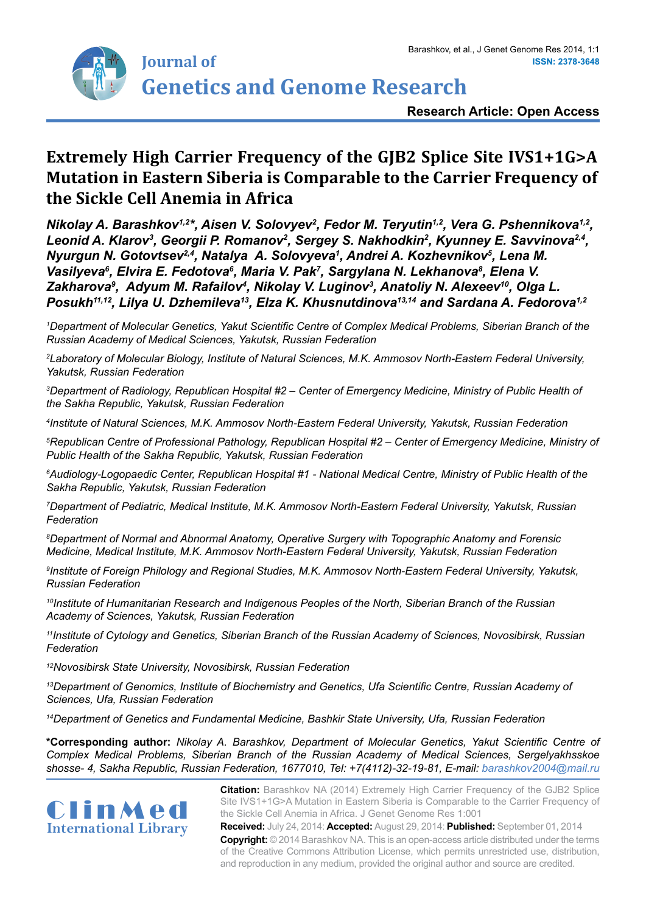Research Article: Open Access

# Extremely High Carrier Frequency of the GJB2 Splice Site IVS1+1G>A Mutation in Eastern Siberia is Comparable to the Carrier Frequency of the Sickle Cell Anemia in Africa

***Nikolay A. Barashkov[1,2]\*, Aisen V. Solovyev[2], Fedor M. Teryutin[1,2], Vera G. Pshennikova[1,2], Leonid A. Klarov[3], Georgii P. Romanov[2], Sergey S. Nakhodkin[2], Kyunney E. Savvinova[2,4], Nyurgun N. Gotovtsev[2,4], Natalya A. Solovyeva[1], Andrei A. Kozhevnikov[5], Lena M. Vasilyeva[6], Elvira E. Fedotova[6], Maria V. Pak[7], Sargylana N. Lekhanova[8], Elena V. Zakharova[9], Adyum M. Rafailov[4], Nikolay V. Luginov[3], Anatoliy N. Alexeev[10], Olga L. Posukh[11,12], Lilya U. Dzhemileva[13], Elza K. Khusnutdinova[13,14] and Sardana A. Fedorova[1,2]***

*[1]Department of Molecular Genetics, Yakut Scientific Centre of Complex Medical Problems, Siberian Branch of the Russian Academy of Medical Sciences, Yakutsk, Russian Federation*

*[2]Laboratory of Molecular Biology, Institute of Natural Sciences, M.K. Ammosov North-Eastern Federal University, Yakutsk, Russian Federation*

*[3]Department of Radiology, Republican Hospital #2 – Center of Emergency Medicine, Ministry of Public Health of the Sakha Republic, Yakutsk, Russian Federation*

*[4]Institute of Natural Sciences, M.K. Ammosov North-Eastern Federal University, Yakutsk, Russian Federation*

*[5]Republican Centre of Professional Pathology, Republican Hospital #2 – Center of Emergency Medicine, Ministry of Public Health of the Sakha Republic, Yakutsk, Russian Federation*

*[6]Audiology-Logopaedic Center, Republican Hospital #1 - National Medical Centre, Ministry of Public Health of the Sakha Republic, Yakutsk, Russian Federation*

*[7]Department of Pediatric, Medical Institute, M.K. Ammosov North-Eastern Federal University, Yakutsk, Russian Federation*

*[8]Department of Normal and Abnormal Anatomy, Operative Surgery with Topographic Anatomy and Forensic Medicine, Medical Institute, M.K. Ammosov North-Eastern Federal University, Yakutsk, Russian Federation*

*[9]Institute of Foreign Philology and Regional Studies, M.K. Ammosov North-Eastern Federal University, Yakutsk, Russian Federation*

*[10]Institute of Humanitarian Research and Indigenous Peoples of the North, Siberian Branch of the Russian Academy of Sciences, Yakutsk, Russian Federation*

*[11]Institute of Cytology and Genetics, Siberian Branch of the Russian Academy of Sciences, Novosibirsk, Russian Federation*

*[12]Novosibirsk State University, Novosibirsk, Russian Federation*

*[13]Department of Genomics, Institute of Biochemistry and Genetics, Ufa Scientific Centre, Russian Academy of Sciences, Ufa, Russian Federation*

*[14]Department of Genetics and Fundamental Medicine, Bashkir State University, Ufa, Russian Federation*

**\*Corresponding author:** *Nikolay A. Barashkov, Department of Molecular Genetics, Yakut Scientific Centre of Complex Medical Problems, Siberian Branch of the Russian Academy of Medical Sciences, Sergelyakhsskoe shosse- 4, Sakha Republic, Russian Federation, 1677010, Tel: +7(4112)-32-19-81, E-mail: barashkov2004@mail.ru*

**Citation:** Barashkov NA (2014) Extremely High Carrier Frequency of the GJB2 Splice Site IVS1+1G>A Mutation in Eastern Siberia is Comparable to the Carrier Frequency of the Sickle Cell Anemia in Africa. J Genet Genome Res 1:001

**Received:** July 24, 2014: **Accepted:** August 29, 2014: **Published:** September 01, 2014

**Copyright:** © 2014 Barashkov NA. This is an open-access article distributed under the terms of the Creative Commons Attribution License, which permits unrestricted use, distribution, and reproduction in any medium, provided the original author and source are credited.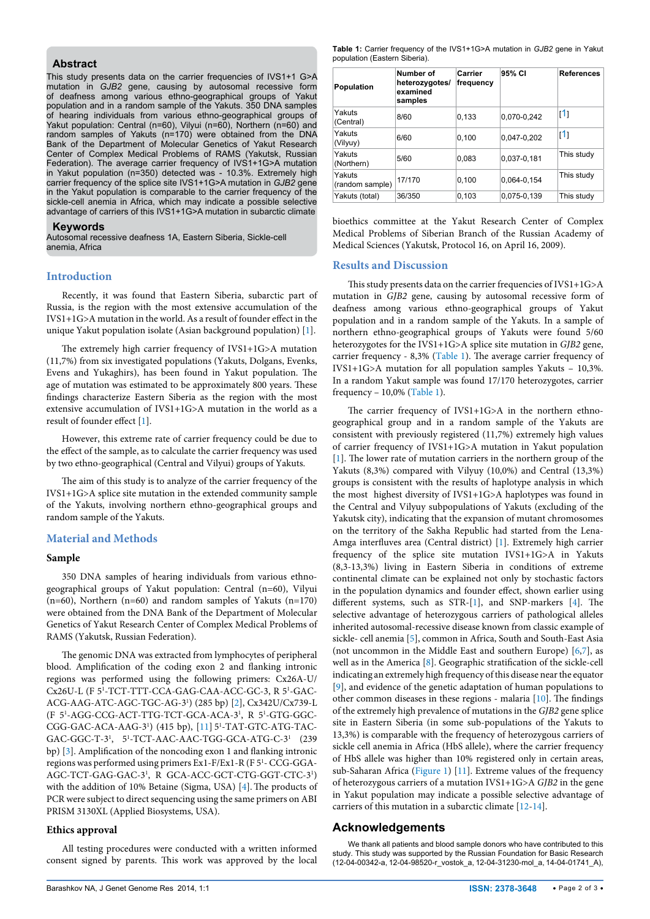## Abstract

This study presents data on the carrier frequencies of IVS1+1 G>A mutation in *GJB2* gene, causing by autosomal recessive form of deafness among various ethno-geographical groups of Yakut population and in a random sample of the Yakuts. 350 DNA samples of hearing individuals from various ethno-geographical groups of Yakut population: Central (n=60), Vilyui (n=60), Northern (n=60) and random samples of Yakuts (n=170) were obtained from the DNA Bank of the Department of Molecular Genetics of Yakut Research Center of Complex Medical Problems of RAMS (Yakutsk, Russian Federation). The average carrier frequency of IVS1+1G>A mutation in Yakut population (n=350) detected was - 10.3%. Extremely high carrier frequency of the splice site IVS1+1G>A mutation in *GJB2* gene in the Yakut population is comparable to the carrier frequency of the sickle-cell anemia in Africa, which may indicate a possible selective advantage of carriers of this IVS1+1G>A mutation in subarctic climate

## Keywords

Autosomal recessive deafness 1A, Eastern Siberia, Sickle-cell anemia, Africa

## Introduction

Recently, it was found that Eastern Siberia, subarctic part of Russia, is the region with the most extensive accumulation of the IVS1+1G>A mutation in the world. As a result of founder effect in the unique Yakut population isolate (Asian background population) [1].

The extremely high carrier frequency of IVS1+1G>A mutation (11,7%) from six investigated populations (Yakuts, Dolgans, Evenks, Evens and Yukaghirs), has been found in Yakut population. The age of mutation was estimated to be approximately 800 years. These findings characterize Eastern Siberia as the region with the most extensive accumulation of IVS1+1G>A mutation in the world as a result of founder effect [1].

However, this extreme rate of carrier frequency could be due to the effect of the sample, as to calculate the carrier frequency was used by two ethno-geographical (Central and Vilyui) groups of Yakuts.

The aim of this study is to analyze of the carrier frequency of the IVS1+1G>A splice site mutation in the extended community sample of the Yakuts, involving northern ethno-geographical groups and random sample of the Yakuts.

## Material and Methods

### Sample

350 DNA samples of hearing individuals from various ethno-geographical groups of Yakut population: Central (n=60), Vilyui (n=60), Northern (n=60) and random samples of Yakuts (n=170) were obtained from the DNA Bank of the Department of Molecular Genetics of Yakut Research Center of Complex Medical Problems of RAMS (Yakutsk, Russian Federation).

The genomic DNA was extracted from lymphocytes of peripheral blood. Amplification of the coding exon 2 and flanking intronic regions was performed using the following primers: Cx26A-U/Cx26U-L (F 5'-TCT-TTT-CCA-GAG-CAA-ACC-GC-3, R 5'-GAC-ACG-AAG-ATC-AGC-TGC-AG-3') (285 bp) [2], Cx342U/Cx739-L (F 5'-AGG-CCG-ACT-TTG-TCT-GCA-ACA-3', R 5'-GTG-GGC-CGG-GAC-ACA-AAG-3') (415 bp), [11] 5'-TAT-GTC-ATG-TAC-GAC-GGC-T-3', 5'-TCT-AAC-AAC-TGG-GCA-ATG-C-3' (239 bp) [3]. Amplification of the noncoding exon 1 and flanking intronic regions was performed using primers Ex1-F/Ex1-R (F 5'- CCG-GGA-AGC-TCT-GAG-GAC-3', R GCA-ACC-GCT-CTG-GGT-CTC-3') with the addition of 10% Betaine (Sigma, USA) [4]. The products of PCR were subject to direct sequencing using the same primers on ABI PRISM 3130XL (Applied Biosystems, USA).

### Ethics approval

All testing procedures were conducted with a written informed consent signed by parents. This work was approved by the local bioethics committee at the Yakut Research Center of Complex Medical Problems of Siberian Branch of the Russian Academy of Medical Sciences (Yakutsk, Protocol 16, on April 16, 2009).

**Table 1:** Carrier frequency of the IVS1+1G>A mutation in *GJB2* gene in Yakut population (Eastern Siberia).

| Population | Number of heterozygotes/ examined samples | Carrier frequency | 95% CI | References |
|---|---|---|---|---|
| Yakuts (Central) | 8/60 | 0,133 | 0,070-0,242 | [1] |
| Yakuts (Vilyuy) | 6/60 | 0,100 | 0,047-0,202 | [1] |
| Yakuts (Northern) | 5/60 | 0,083 | 0,037-0,181 | This study |
| Yakuts (random sample) | 17/170 | 0,100 | 0,064-0,154 | This study |
| Yakuts (total) | 36/350 | 0,103 | 0,075-0,139 | This study |

## Results and Discussion

This study presents data on the carrier frequencies of IVS1+1G>A mutation in *GJB2* gene, causing by autosomal recessive form of deafness among various ethno-geographical groups of Yakut population and in a random sample of the Yakuts. In a sample of northern ethno-geographical groups of Yakuts were found 5/60 heterozygotes for the IVS1+1G>A splice site mutation in *GJB2* gene, carrier frequency - 8,3% (Table 1). The average carrier frequency of IVS1+1G>A mutation for all population samples Yakuts – 10,3%. In a random Yakut sample was found 17/170 heterozygotes, carrier frequency – 10,0% (Table 1).

The carrier frequency of IVS1+1G>A in the northern ethno-geographical group and in a random sample of the Yakuts are consistent with previously registered (11,7%) extremely high values of carrier frequency of IVS1+1G>A mutation in Yakut population [1]. The lower rate of mutation carriers in the northern group of the Yakuts (8,3%) compared with Vilyuy (10,0%) and Central (13,3%) groups is consistent with the results of haplotype analysis in which the most highest diversity of IVS1+1G>A haplotypes was found in the Central and Vilyuy subpopulations of Yakuts (excluding of the Yakutsk city), indicating that the expansion of mutant chromosomes on the territory of the Sakha Republic had started from the Lena-Amga interfluves area (Central district) [1]. Extremely high carrier frequency of the splice site mutation IVS1+1G>A in Yakuts (8,3-13,3%) living in Eastern Siberia in conditions of extreme continental climate can be explained not only by stochastic factors in the population dynamics and founder effect, shown earlier using different systems, such as STR-[1], and SNP-markers [4]. The selective advantage of heterozygous carriers of pathological alleles inherited autosomal-recessive disease known from classic example of sickle- cell anemia [5], common in Africa, South and South-East Asia (not uncommon in the Middle East and southern Europe) [6,7], as well as in the America [8]. Geographic stratification of the sickle-cell indicating an extremely high frequency of this disease near the equator [9], and evidence of the genetic adaptation of human populations to other common diseases in these regions - malaria [10]. The findings of the extremely high prevalence of mutations in the *GJB2* gene splice site in Eastern Siberia (in some sub-populations of the Yakuts to 13,3%) is comparable with the frequency of heterozygous carriers of sickle cell anemia in Africa (HbS allele), where the carrier frequency of HbS allele was higher than 10% registered only in certain areas, sub-Saharan Africa (Figure 1) [11]. Extreme values of the frequency of heterozygous carriers of a mutation IVS1+1G>A *GJB2* in the gene in Yakut population may indicate a possible selective advantage of carriers of this mutation in a subarctic climate [12-14].

## Acknowledgements

We thank all patients and blood sample donors who have contributed to this study. This study was supported by the Russian Foundation for Basic Research (12-04-00342-a, 12-04-98520-r_vostok_a, 12-04-31230-mol_a, 14-04-01741_A),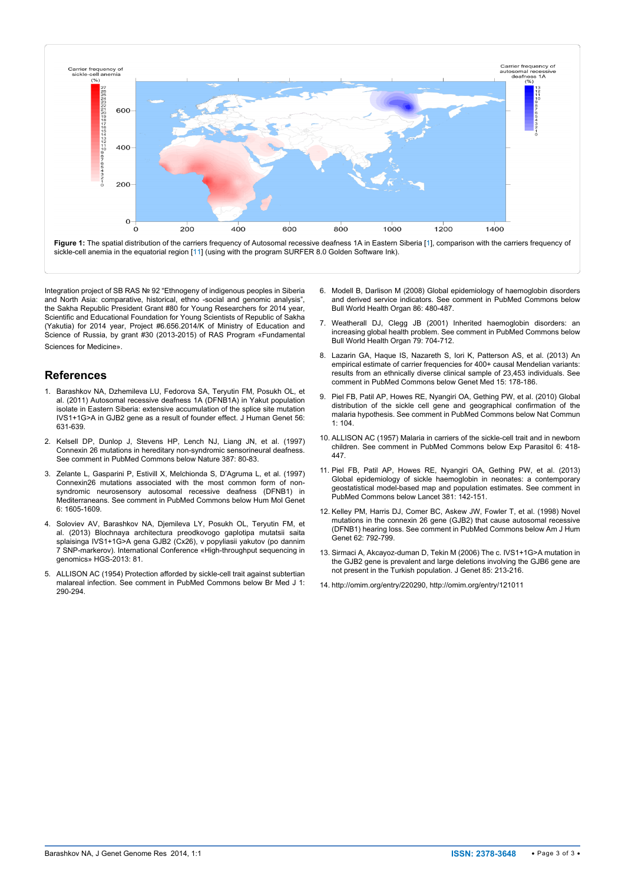Carrier frequency of sickle-cell anemia (%)

27 26 25 24 23 22 21 20 19 18 17 16 15 14 13 12 11 10 9 8 7 6 5 4 3 2 1 0

Carrier frequency of autosomal recessive deafness 1A (%)

13 12 11 10 9 8 7 6 5 4 3 2 1 0

600

400

200

0

0 200 400 600 800 1000 1200 1400

**Figure 1:** The spatial distribution of the carriers frequency of Autosomal recessive deafness 1A in Eastern Siberia [1], comparison with the carriers frequency of sickle-cell anemia in the equatorial region [11] (using with the program SURFER 8.0 Golden Software Ink).

Integration project of SB RAS № 92 "Ethnogeny of indigenous peoples in Siberia and North Asia: comparative, historical, ethno -social and genomic analysis", the Sakha Republic President Grant #80 for Young Researchers for 2014 year, Scientific and Educational Foundation for Young Scientists of Republic of Sakha (Yakutia) for 2014 year, Project #6.656.2014/K of Ministry of Education and Science of Russia, by grant #30 (2013-2015) of RAS Program «Fundamental Sciences for Medicine».

## References

1. Barashkov NA, Dzhemileva LU, Fedorova SA, Teryutin FM, Posukh OL, et al. (2011) Autosomal recessive deafness 1A (DFNB1A) in Yakut population isolate in Eastern Siberia: extensive accumulation of the splice site mutation IVS1+1G>A in GJB2 gene as a result of founder effect. J Human Genet 56: 631-639.
2. Kelsell DP, Dunlop J, Stevens HP, Lench NJ, Liang JN, et al. (1997) Connexin 26 mutations in hereditary non-syndromic sensorineural deafness. See comment in PubMed Commons below Nature 387: 80-83.
3. Zelante L, Gasparini P, Estivill X, Melchionda S, D'Agruma L, et al. (1997) Connexin26 mutations associated with the most common form of non-syndromic neurosensory autosomal recessive deafness (DFNB1) in Mediterraneans. See comment in PubMed Commons below Hum Mol Genet 6: 1605-1609.
4. Soloviev AV, Barashkov NA, Djemileva LY, Posukh OL, Teryutin FM, et al. (2013) Blochnaya architectura preodkovogo gaplotipa mutatsii saita splaisinga IVS1+1G>A gena GJB2 (Cx26), v popyliasii yakutov (po dannim 7 SNP-markerov). International Conference «High-throughput sequencing in genomics» HGS-2013: 81.
5. ALLISON AC (1954) Protection afforded by sickle-cell trait against subtertian malareal infection. See comment in PubMed Commons below Br Med J 1: 290-294.
6. Modell B, Darlison M (2008) Global epidemiology of haemoglobin disorders and derived service indicators. See comment in PubMed Commons below Bull World Health Organ 86: 480-487.
7. Weatherall DJ, Clegg JB (2001) Inherited haemoglobin disorders: an increasing global health problem. See comment in PubMed Commons below Bull World Health Organ 79: 704-712.
8. Lazarin GA, Haque IS, Nazareth S, Iori K, Patterson AS, et al. (2013) An empirical estimate of carrier frequencies for 400+ causal Mendelian variants: results from an ethnically diverse clinical sample of 23,453 individuals. See comment in PubMed Commons below Genet Med 15: 178-186.
9. Piel FB, Patil AP, Howes RE, Nyangiri OA, Gething PW, et al. (2010) Global distribution of the sickle cell gene and geographical confirmation of the malaria hypothesis. See comment in PubMed Commons below Nat Commun 1: 104.
10. ALLISON AC (1957) Malaria in carriers of the sickle-cell trait and in newborn children. See comment in PubMed Commons below Exp Parasitol 6: 418-447.
11. Piel FB, Patil AP, Howes RE, Nyangiri OA, Gething PW, et al. (2013) Global epidemiology of sickle haemoglobin in neonates: a contemporary geostatistical model-based map and population estimates. See comment in PubMed Commons below Lancet 381: 142-151.
12. Kelley PM, Harris DJ, Comer BC, Askew JW, Fowler T, et al. (1998) Novel mutations in the connexin 26 gene (GJB2) that cause autosomal recessive (DFNB1) hearing loss. See comment in PubMed Commons below Am J Hum Genet 62: 792-799.
13. Sirmaci A, Akcayoz-duman D, Tekin M (2006) The c. IVS1+1G>A mutation in the GJB2 gene is prevalent and large deletions involving the GJB6 gene are not present in the Turkish population. J Genet 85: 213-216.
14. http://omim.org/entry/220290, http://omim.org/entry/121011